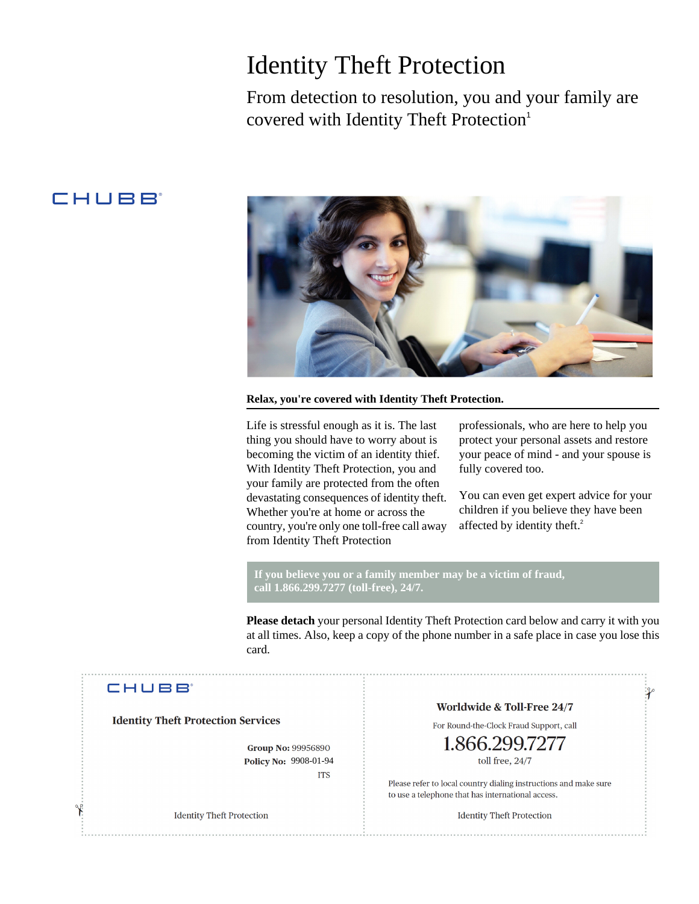# Identity Theft Protection

## From detection to resolution, you and your family are covered with Identity Theft Protection[1]

CHUBB

**Relax, you're covered with Identity Theft Protection.**

Life is stressful enough as it is. The last thing you should have to worry about is becoming the victim of an identity thief. With Identity Theft Protection, you and your family are protected from the often devastating consequences of identity theft. Whether you're at home or across the country, you're only one toll-free call away from Identity Theft Protection professionals, who are here to help you protect your personal assets and restore your peace of mind - and your spouse is fully covered too.

You can even get expert advice for your children if you believe they have been affected by identity theft.[2]

**If you believe you or a family member may be a victim of fraud, call 1.866.299.7277 (toll-free), 24/7.**

**Please detach** your personal Identity Theft Protection card below and carry it with you at all times. Also, keep a copy of the phone number in a safe place in case you lose this card.

---

CHUBB

**Identity Theft Protection Services**

**Group No:** 99956890
**Policy No:** 9908-01-94
ITS

Identity Theft Protection

---

**Worldwide & Toll-Free 24/7**

For Round-the-Clock Fraud Support, call

1.866.299.7277

toll free, 24/7

Please refer to local country dialing instructions and make sure to use a telephone that has international access.

Identity Theft Protection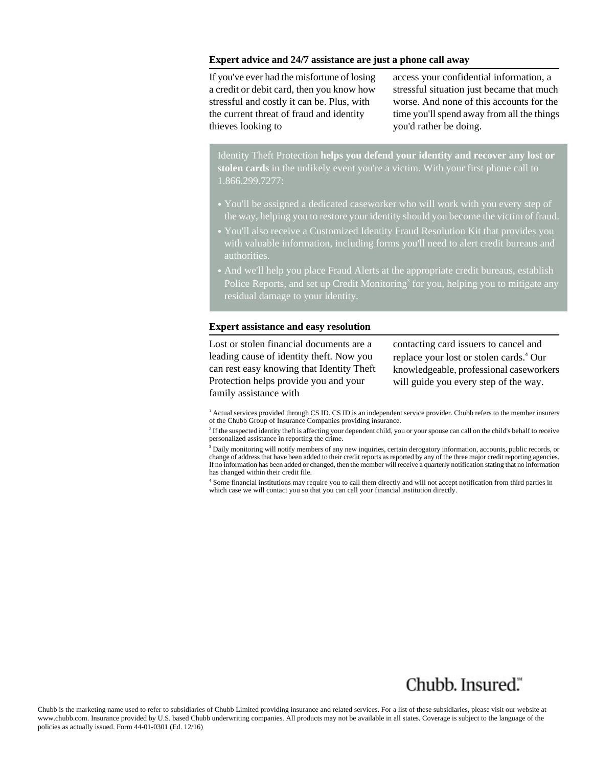## Expert advice and 24/7 assistance are just a phone call away

If you've ever had the misfortune of losing a credit or debit card, then you know how stressful and costly it can be. Plus, with the current threat of fraud and identity thieves looking to access your confidential information, a stressful situation just became that much worse. And none of this accounts for the time you'll spend away from all the things you'd rather be doing.

Identity Theft Protection **helps you defend your identity and recover any lost or stolen cards** in the unlikely event you're a victim. With your first phone call to 1.866.299.7277:

- You'll be assigned a dedicated caseworker who will work with you every step of the way, helping you to restore your identity should you become the victim of fraud.
- You'll also receive a Customized Identity Fraud Resolution Kit that provides you with valuable information, including forms you'll need to alert credit bureaus and authorities.
- And we'll help you place Fraud Alerts at the appropriate credit bureaus, establish Police Reports, and set up Credit Monitoring[3] for you, helping you to mitigate any residual damage to your identity.

## Expert assistance and easy resolution

Lost or stolen financial documents are a leading cause of identity theft. Now you can rest easy knowing that Identity Theft Protection helps provide you and your family assistance with contacting card issuers to cancel and replace your lost or stolen cards.[4] Our knowledgeable, professional caseworkers will guide you every step of the way.

[1] Actual services provided through CS ID. CS ID is an independent service provider. Chubb refers to the member insurers of the Chubb Group of Insurance Companies providing insurance.

[2] If the suspected identity theft is affecting your dependent child, you or your spouse can call on the child's behalf to receive personalized assistance in reporting the crime.

[3] Daily monitoring will notify members of any new inquiries, certain derogatory information, accounts, public records, or change of address that have been added to their credit reports as reported by any of the three major credit reporting agencies. If no information has been added or changed, then the member will receive a quarterly notification stating that no information has changed within their credit file.

[4] Some financial institutions may require you to call them directly and will not accept notification from third parties in which case we will contact you so that you can call your financial institution directly.

Chubb. Insured.℠

Chubb is the marketing name used to refer to subsidiaries of Chubb Limited providing insurance and related services. For a list of these subsidiaries, please visit our website at www.chubb.com. Insurance provided by U.S. based Chubb underwriting companies. All products may not be available in all states. Coverage is subject to the language of the policies as actually issued. Form 44-01-0301 (Ed. 12/16)